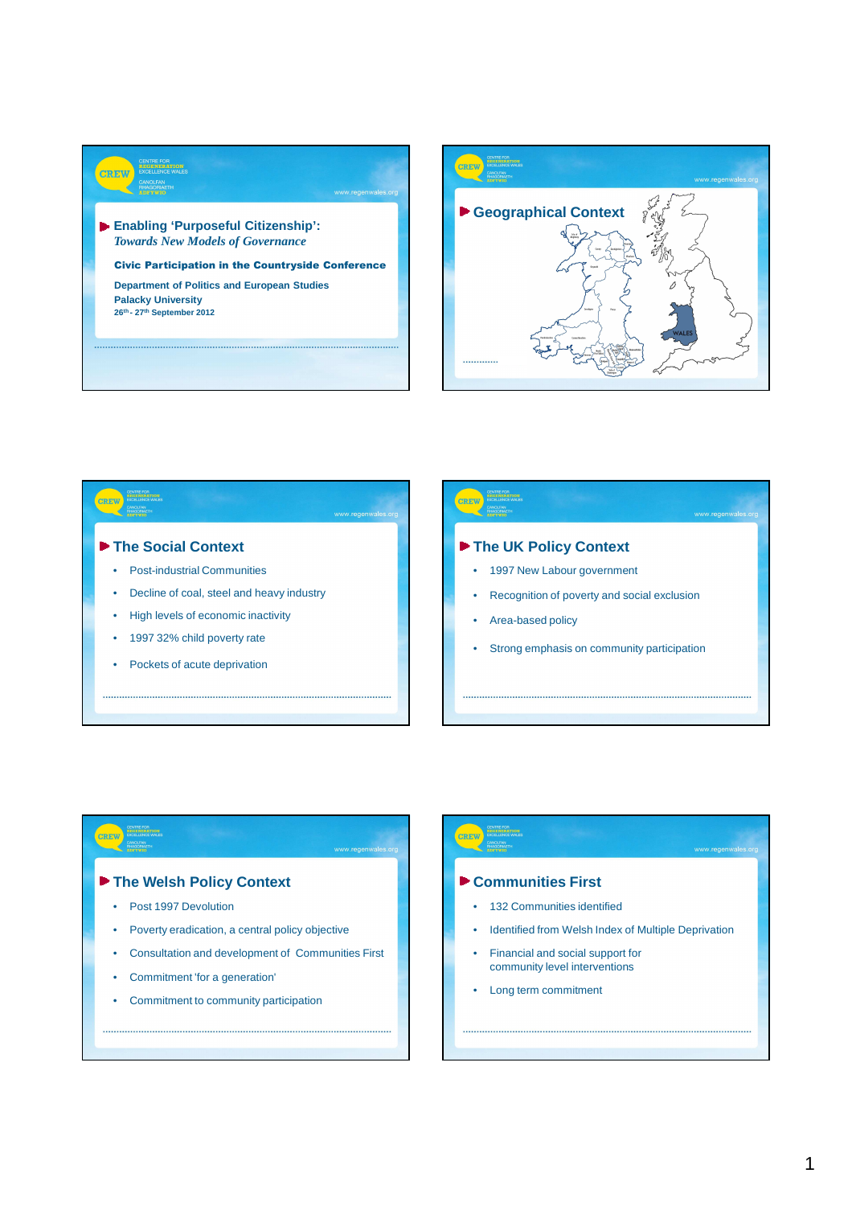## Enabling 'Purposeful Citizenship':

*Towards New Models of Governance*

**Civic Participation in the Countryside Conference**

**Department of Politics and European Studies**
**Palacky University**
**26th - 27th September 2012**

## Geographical Context

## The Social Context

- Post-industrial Communities
- Decline of coal, steel and heavy industry
- High levels of economic inactivity
- 1997 32% child poverty rate
- Pockets of acute deprivation

## The UK Policy Context

- 1997 New Labour government
- Recognition of poverty and social exclusion
- Area-based policy
- Strong emphasis on community participation

## The Welsh Policy Context

- Post 1997 Devolution
- Poverty eradication, a central policy objective
- Consultation and development of Communities First
- Commitment 'for a generation'
- Commitment to community participation

## Communities First

- 132 Communities identified
- Identified from Welsh Index of Multiple Deprivation
- Financial and social support for community level interventions
- Long term commitment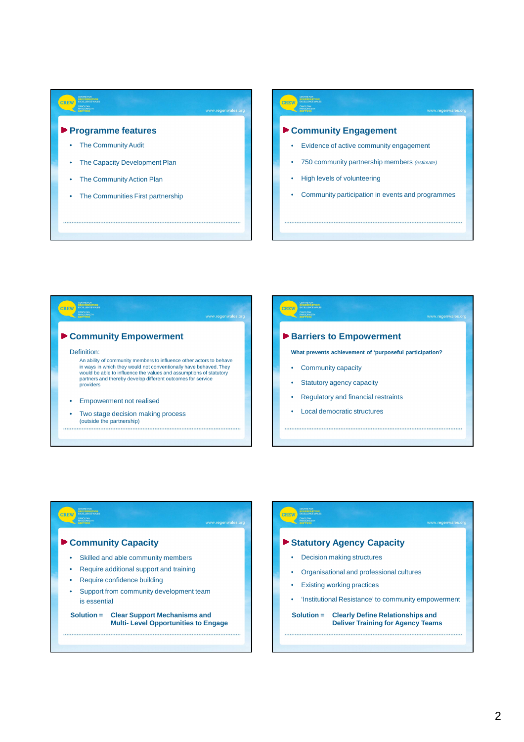## Programme features

- The Community Audit
- The Capacity Development Plan
- The Community Action Plan
- The Communities First partnership

## Community Engagement

- Evidence of active community engagement
- 750 community partnership members *(estimate)*
- High levels of volunteering
- Community participation in events and programmes

## Community Empowerment

Definition:

An ability of community members to influence other actors to behave in ways in which they would not conventionally have behaved. They would be able to influence the values and assumptions of statutory partners and thereby develop different outcomes for service providers

- Empowerment not realised
- Two stage decision making process (outside the partnership)

## Barriers to Empowerment

**What prevents achievement of 'purposeful participation?**

- Community capacity
- Statutory agency capacity
- Regulatory and financial restraints
- Local democratic structures

## Community Capacity

- Skilled and able community members
- Require additional support and training
- Require confidence building
- Support from community development team is essential

**Solution = Clear Support Mechanisms and Multi- Level Opportunities to Engage**

## Statutory Agency Capacity

- Decision making structures
- Organisational and professional cultures
- Existing working practices
- 'Institutional Resistance' to community empowerment

**Solution = Clearly Define Relationships and Deliver Training for Agency Teams**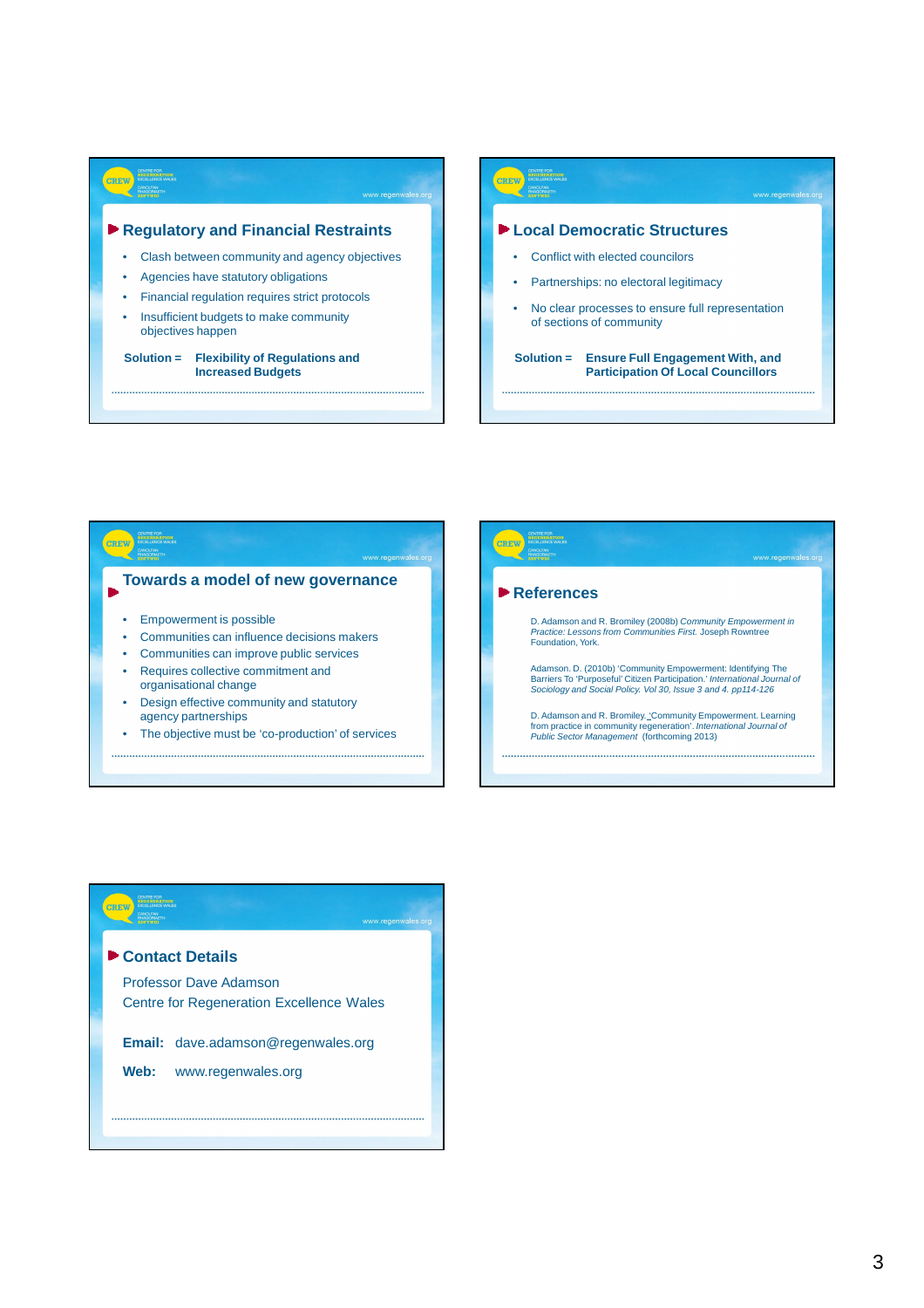## Regulatory and Financial Restraints

- Clash between community and agency objectives
- Agencies have statutory obligations
- Financial regulation requires strict protocols
- Insufficient budgets to make community objectives happen

**Solution = Flexibility of Regulations and Increased Budgets**

## Local Democratic Structures

- Conflict with elected councilors
- Partnerships: no electoral legitimacy
- No clear processes to ensure full representation of sections of community

**Solution = Ensure Full Engagement With, and Participation Of Local Councillors**

## Towards a model of new governance

- Empowerment is possible
- Communities can influence decisions makers
- Communities can improve public services
- Requires collective commitment and organisational change
- Design effective community and statutory agency partnerships
- The objective must be 'co-production' of services

## References

D. Adamson and R. Bromiley (2008b) *Community Empowerment in Practice: Lessons from Communities First.* Joseph Rowntree Foundation, York.

Adamson. D. (2010b) 'Community Empowerment: Identifying The Barriers To 'Purposeful' Citizen Participation.' *International Journal of Sociology and Social Policy. Vol 30, Issue 3 and 4. pp114-126*

D. Adamson and R. Bromiley. 'Community Empowerment. Learning from practice in community regeneration'. *International Journal of Public Sector Management* (forthcoming 2013)

## Contact Details

Professor Dave Adamson

Centre for Regeneration Excellence Wales

**Email:** dave.adamson@regenwales.org

**Web:** www.regenwales.org